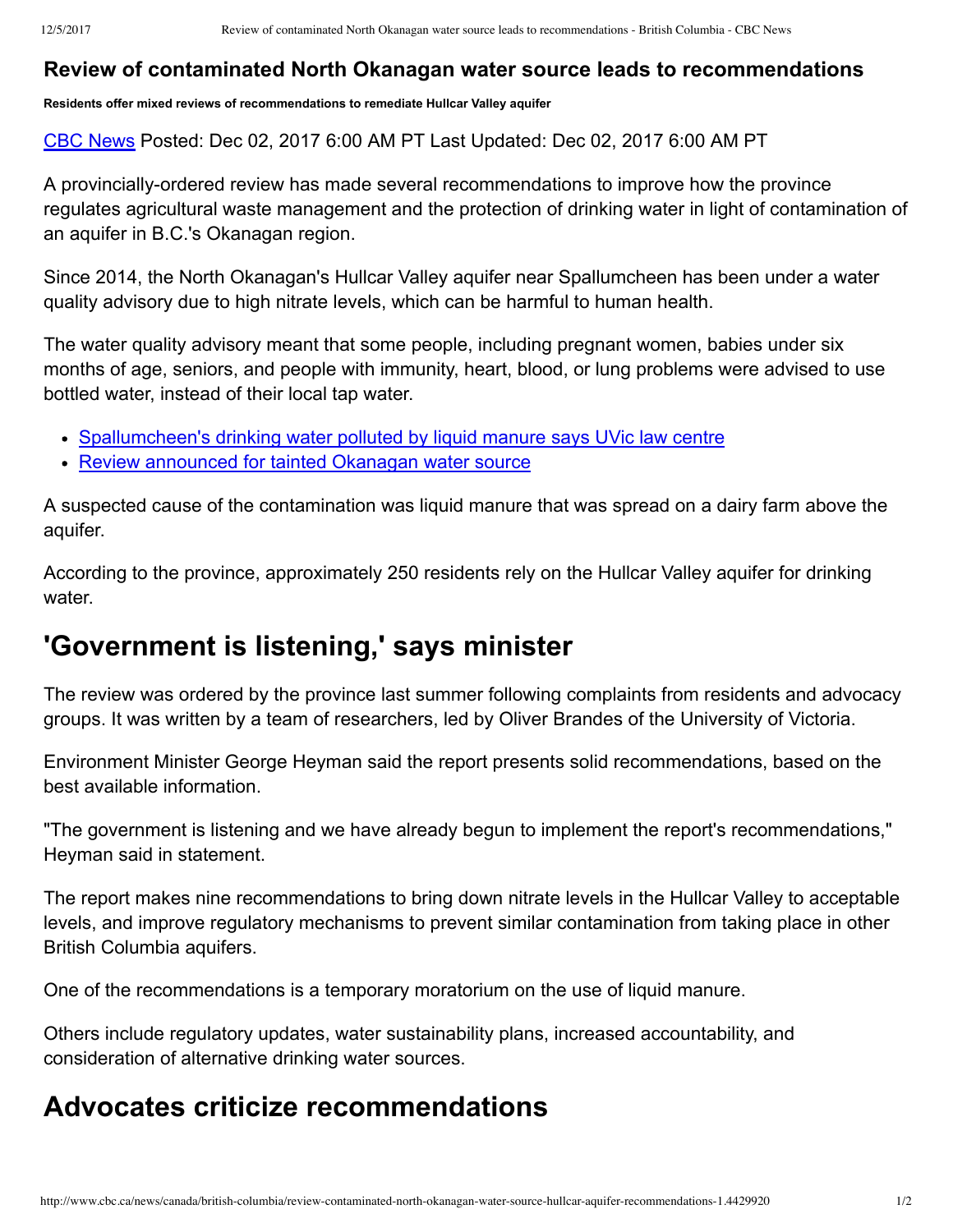# Review of contaminated North Okanagan water source leads to recommendations

**Residents offer mixed reviews of recommendations to remediate Hullcar Valley aquifer**

CBC News Posted: Dec 02, 2017 6:00 AM PT Last Updated: Dec 02, 2017 6:00 AM PT

A provincially-ordered review has made several recommendations to improve how the province regulates agricultural waste management and the protection of drinking water in light of contamination of an aquifer in B.C.'s Okanagan region.

Since 2014, the North Okanagan's Hullcar Valley aquifer near Spallumcheen has been under a water quality advisory due to high nitrate levels, which can be harmful to human health.

The water quality advisory meant that some people, including pregnant women, babies under six months of age, seniors, and people with immunity, heart, blood, or lung problems were advised to use bottled water, instead of their local tap water.

- Spallumcheen's drinking water polluted by liquid manure says UVic law centre
- Review announced for tainted Okanagan water source

A suspected cause of the contamination was liquid manure that was spread on a dairy farm above the aquifer.

According to the province, approximately 250 residents rely on the Hullcar Valley aquifer for drinking water.

## 'Government is listening,' says minister

The review was ordered by the province last summer following complaints from residents and advocacy groups. It was written by a team of researchers, led by Oliver Brandes of the University of Victoria.

Environment Minister George Heyman said the report presents solid recommendations, based on the best available information.

"The government is listening and we have already begun to implement the report's recommendations," Heyman said in statement.

The report makes nine recommendations to bring down nitrate levels in the Hullcar Valley to acceptable levels, and improve regulatory mechanisms to prevent similar contamination from taking place in other British Columbia aquifers.

One of the recommendations is a temporary moratorium on the use of liquid manure.

Others include regulatory updates, water sustainability plans, increased accountability, and consideration of alternative drinking water sources.

## Advocates criticize recommendations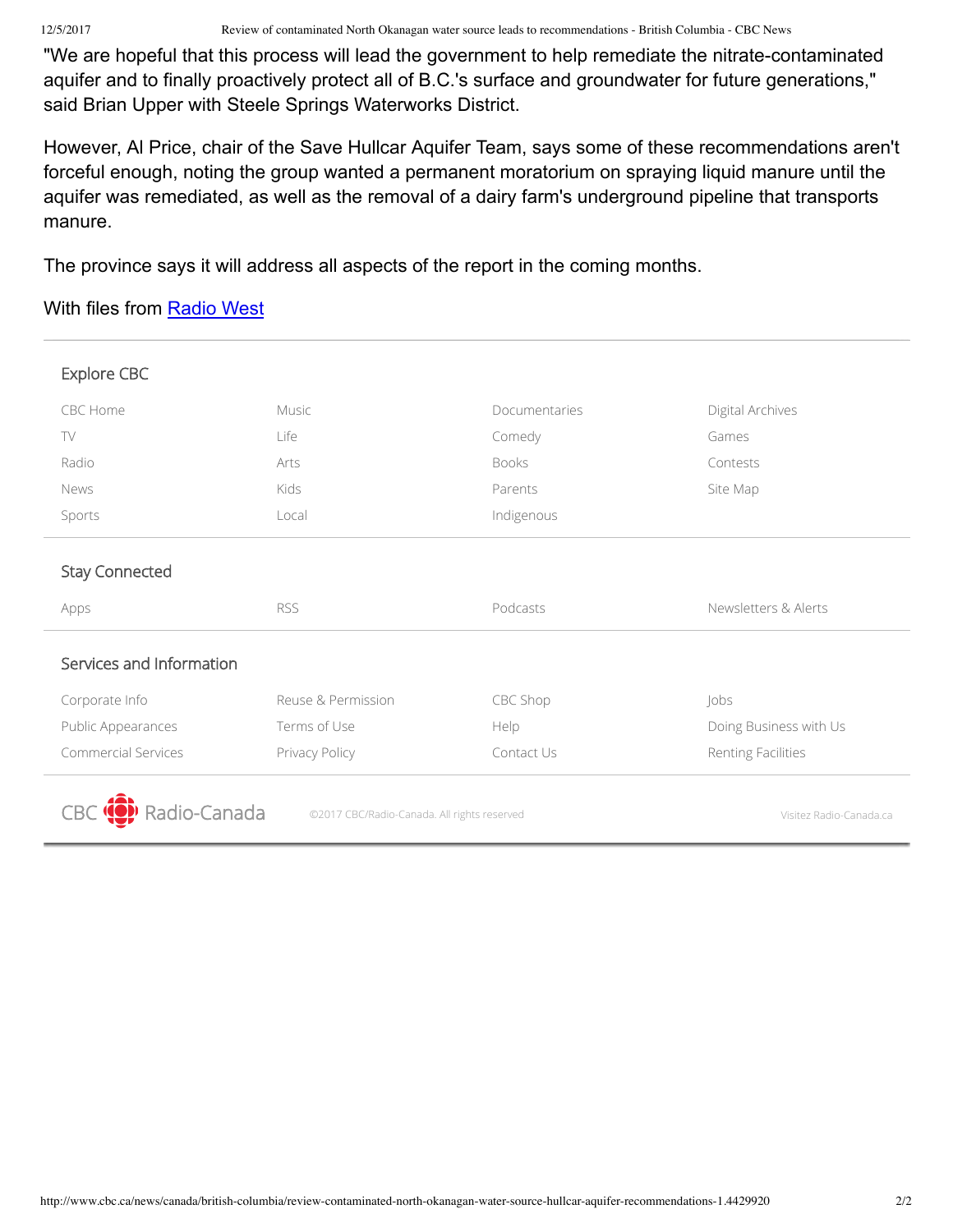"We are hopeful that this process will lead the government to help remediate the nitrate-contaminated aquifer and to finally proactively protect all of B.C.'s surface and groundwater for future generations," said Brian Upper with Steele Springs Waterworks District.

However, Al Price, chair of the Save Hullcar Aquifer Team, says some of these recommendations aren't forceful enough, noting the group wanted a permanent moratorium on spraying liquid manure until the aquifer was remediated, as well as the removal of a dairy farm's underground pipeline that transports manure.

The province says it will address all aspects of the report in the coming months.

With files from Radio West

Explore CBC

CBC Home
TV
Radio
News
Sports
Music
Life
Arts
Kids
Local
Documentaries
Comedy
Books
Parents
Indigenous
Digital Archives
Games
Contests
Site Map

Stay Connected

Apps
RSS
Podcasts
Newsletters & Alerts

Services and Information

Corporate Info
Public Appearances
Commercial Services
Reuse & Permission
Terms of Use
Privacy Policy
CBC Shop
Help
Contact Us
Jobs
Doing Business with Us
Renting Facilities

CBC Radio-Canada

©2017 CBC/Radio-Canada. All rights reserved

Visitez Radio-Canada.ca